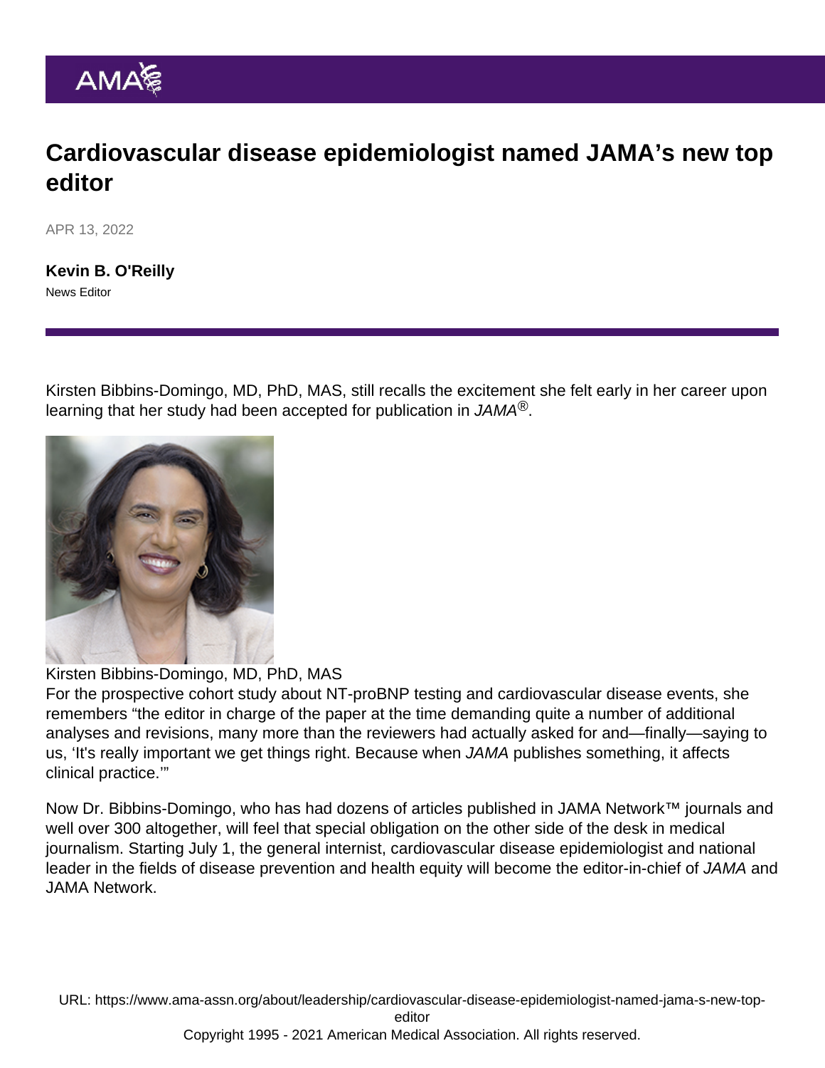# Cardiovascular disease epidemiologist named JAMA's new top editor

APR 13, 2022

**Kevin B. O'Reilly**
News Editor

Kirsten Bibbins-Domingo, MD, PhD, MAS, still recalls the excitement she felt early in her career upon learning that her study had been accepted for publication in *JAMA*®.

Kirsten Bibbins-Domingo, MD, PhD, MAS

For the prospective cohort study about NT-proBNP testing and cardiovascular disease events, she remembers "the editor in charge of the paper at the time demanding quite a number of additional analyses and revisions, many more than the reviewers had actually asked for and—finally—saying to us, 'It's really important we get things right. Because when *JAMA* publishes something, it affects clinical practice.'"

Now Dr. Bibbins-Domingo, who has had dozens of articles published in JAMA Network™ journals and well over 300 altogether, will feel that special obligation on the other side of the desk in medical journalism. Starting July 1, the general internist, cardiovascular disease epidemiologist and national leader in the fields of disease prevention and health equity will become the editor-in-chief of *JAMA* and JAMA Network.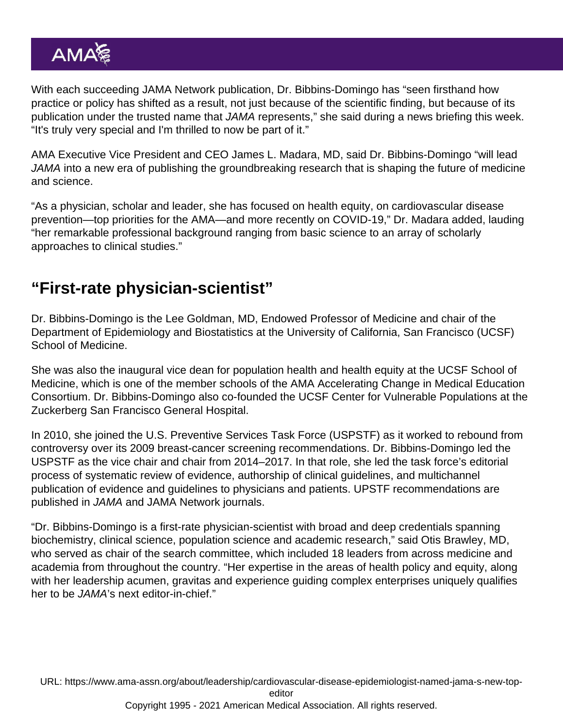With each succeeding JAMA Network publication, Dr. Bibbins-Domingo has "seen firsthand how practice or policy has shifted as a result, not just because of the scientific finding, but because of its publication under the trusted name that *JAMA* represents," she said during a news briefing this week. "It's truly very special and I'm thrilled to now be part of it."

AMA Executive Vice President and CEO James L. Madara, MD, said Dr. Bibbins-Domingo "will lead *JAMA* into a new era of publishing the groundbreaking research that is shaping the future of medicine and science.

"As a physician, scholar and leader, she has focused on health equity, on cardiovascular disease prevention—top priorities for the AMA—and more recently on COVID-19," Dr. Madara added, lauding "her remarkable professional background ranging from basic science to an array of scholarly approaches to clinical studies."

## "First-rate physician-scientist"

Dr. Bibbins-Domingo is the Lee Goldman, MD, Endowed Professor of Medicine and chair of the Department of Epidemiology and Biostatistics at the University of California, San Francisco (UCSF) School of Medicine.

She was also the inaugural vice dean for population health and health equity at the UCSF School of Medicine, which is one of the member schools of the AMA Accelerating Change in Medical Education Consortium. Dr. Bibbins-Domingo also co-founded the UCSF Center for Vulnerable Populations at the Zuckerberg San Francisco General Hospital.

In 2010, she joined the U.S. Preventive Services Task Force (USPSTF) as it worked to rebound from controversy over its 2009 breast-cancer screening recommendations. Dr. Bibbins-Domingo led the USPSTF as the vice chair and chair from 2014–2017. In that role, she led the task force's editorial process of systematic review of evidence, authorship of clinical guidelines, and multichannel publication of evidence and guidelines to physicians and patients. UPSTF recommendations are published in *JAMA* and JAMA Network journals.

"Dr. Bibbins-Domingo is a first-rate physician-scientist with broad and deep credentials spanning biochemistry, clinical science, population science and academic research," said Otis Brawley, MD, who served as chair of the search committee, which included 18 leaders from across medicine and academia from throughout the country. "Her expertise in the areas of health policy and equity, along with her leadership acumen, gravitas and experience guiding complex enterprises uniquely qualifies her to be *JAMA*'s next editor-in-chief."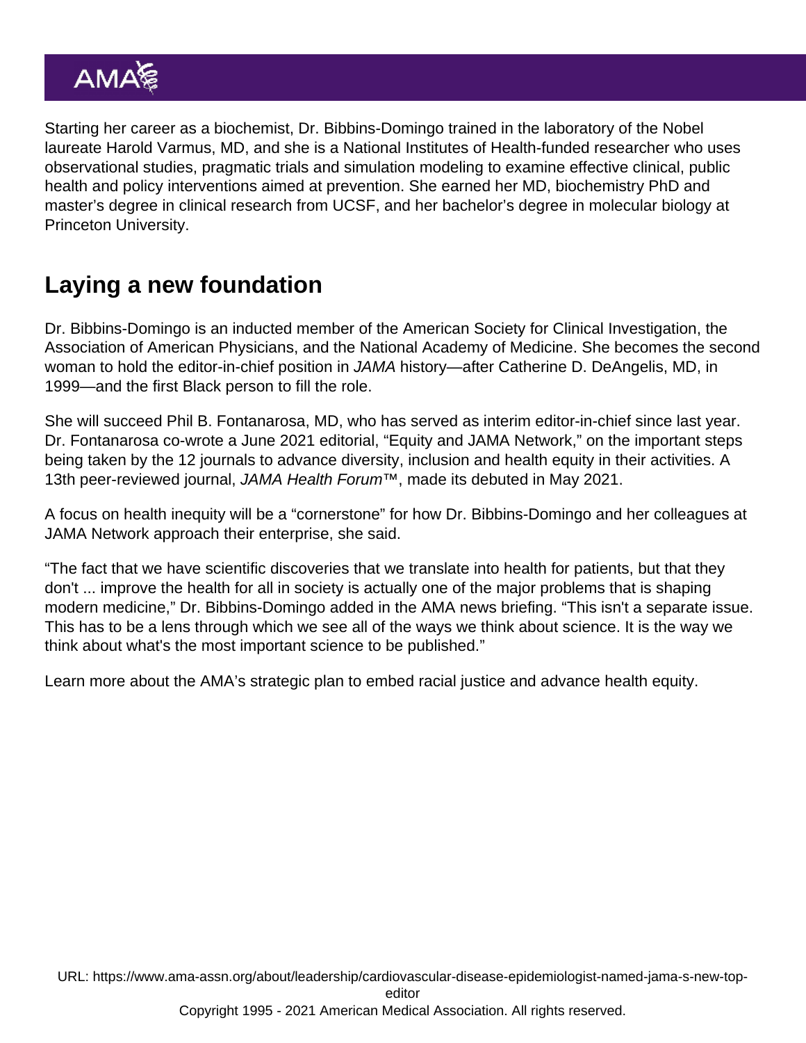Starting her career as a biochemist, Dr. Bibbins-Domingo trained in the laboratory of the Nobel laureate Harold Varmus, MD, and she is a National Institutes of Health-funded researcher who uses observational studies, pragmatic trials and simulation modeling to examine effective clinical, public health and policy interventions aimed at prevention. She earned her MD, biochemistry PhD and master's degree in clinical research from UCSF, and her bachelor's degree in molecular biology at Princeton University.

## Laying a new foundation

Dr. Bibbins-Domingo is an inducted member of the American Society for Clinical Investigation, the Association of American Physicians, and the National Academy of Medicine. She becomes the second woman to hold the editor-in-chief position in *JAMA* history—after Catherine D. DeAngelis, MD, in 1999—and the first Black person to fill the role.

She will succeed Phil B. Fontanarosa, MD, who has served as interim editor-in-chief since last year. Dr. Fontanarosa co-wrote a June 2021 editorial, "Equity and JAMA Network," on the important steps being taken by the 12 journals to advance diversity, inclusion and health equity in their activities. A 13th peer-reviewed journal, *JAMA Health Forum*™, made its debuted in May 2021.

A focus on health inequity will be a "cornerstone" for how Dr. Bibbins-Domingo and her colleagues at JAMA Network approach their enterprise, she said.

"The fact that we have scientific discoveries that we translate into health for patients, but that they don't ... improve the health for all in society is actually one of the major problems that is shaping modern medicine," Dr. Bibbins-Domingo added in the AMA news briefing. "This isn't a separate issue. This has to be a lens through which we see all of the ways we think about science. It is the way we think about what's the most important science to be published."

Learn more about the AMA's strategic plan to embed racial justice and advance health equity.